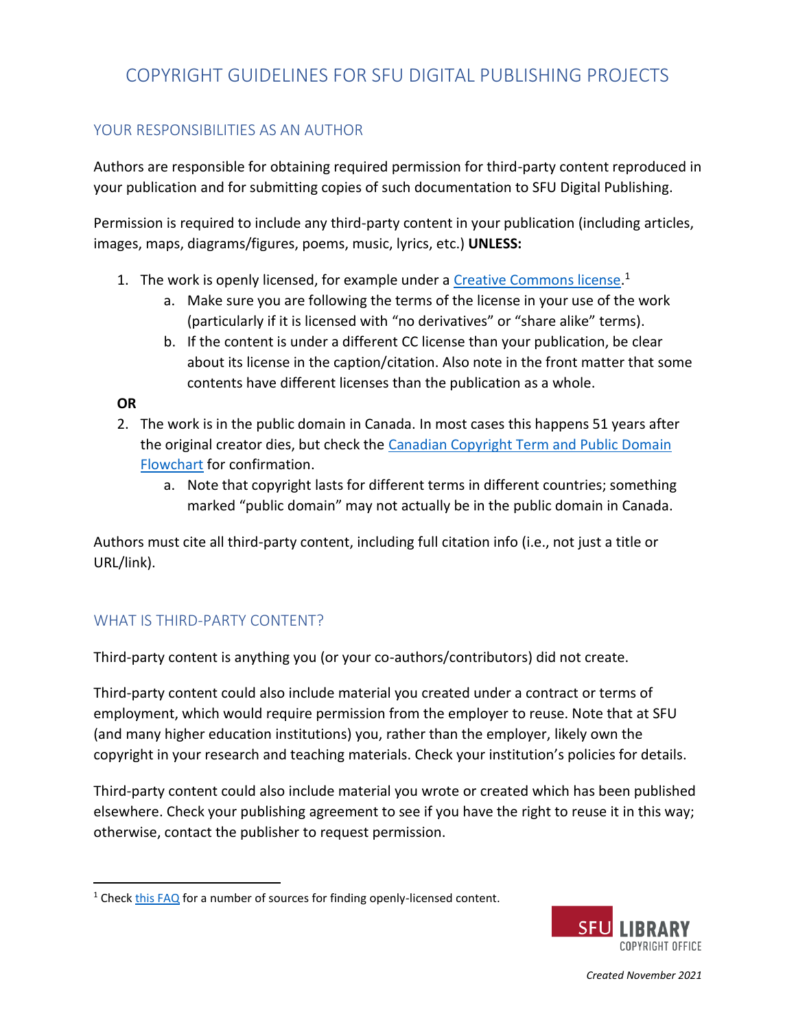# COPYRIGHT GUIDELINES FOR SFU DIGITAL PUBLISHING PROJECTS

## YOUR RESPONSIBILITIES AS AN AUTHOR

Authors are responsible for obtaining required permission for third-party content reproduced in your publication and for submitting copies of such documentation to SFU Digital Publishing.

Permission is required to include any third-party content in your publication (including articles, images, maps, diagrams/figures, poems, music, lyrics, etc.) **UNLESS:**

1. The work is openly licensed, for example under a [Creative Commons license](#).[1]
    a. Make sure you are following the terms of the license in your use of the work (particularly if it is licensed with "no derivatives" or "share alike" terms).
    b. If the content is under a different CC license than your publication, be clear about its license in the caption/citation. Also note in the front matter that some contents have different licenses than the publication as a whole.

**OR**

2. The work is in the public domain in Canada. In most cases this happens 51 years after the original creator dies, but check the [Canadian Copyright Term and Public Domain Flowchart](#) for confirmation.
    a. Note that copyright lasts for different terms in different countries; something marked "public domain" may not actually be in the public domain in Canada.

Authors must cite all third-party content, including full citation info (i.e., not just a title or URL/link).

## WHAT IS THIRD-PARTY CONTENT?

Third-party content is anything you (or your co-authors/contributors) did not create.

Third-party content could also include material you created under a contract or terms of employment, which would require permission from the employer to reuse. Note that at SFU (and many higher education institutions) you, rather than the employer, likely own the copyright in your research and teaching materials. Check your institution's policies for details.

Third-party content could also include material you wrote or created which has been published elsewhere. Check your publishing agreement to see if you have the right to reuse it in this way; otherwise, contact the publisher to request permission.

---

[1] Check [this FAQ](#) for a number of sources for finding openly-licensed content.

SFU LIBRARY COPYRIGHT OFFICE

*Created November 2021*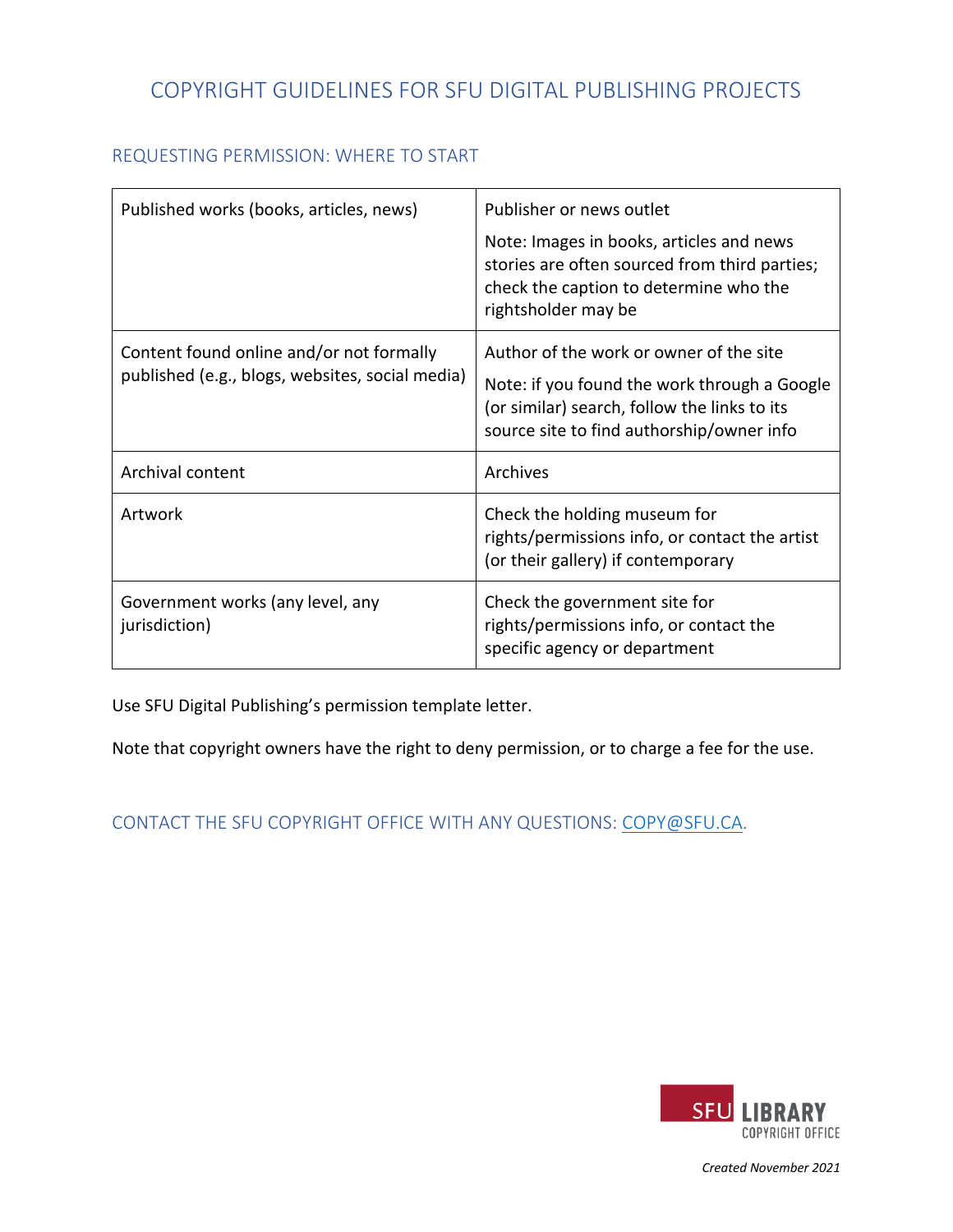# COPYRIGHT GUIDELINES FOR SFU DIGITAL PUBLISHING PROJECTS

## REQUESTING PERMISSION: WHERE TO START

| | |
|---|---|
| Published works (books, articles, news) | Publisher or news outlet<br><br>Note: Images in books, articles and news stories are often sourced from third parties; check the caption to determine who the rightsholder may be |
| Content found online and/or not formally published (e.g., blogs, websites, social media) | Author of the work or owner of the site<br><br>Note: if you found the work through a Google (or similar) search, follow the links to its source site to find authorship/owner info |
| Archival content | Archives |
| Artwork | Check the holding museum for rights/permissions info, or contact the artist (or their gallery) if contemporary |
| Government works (any level, any jurisdiction) | Check the government site for rights/permissions info, or contact the specific agency or department |

Use SFU Digital Publishing's permission template letter.

Note that copyright owners have the right to deny permission, or to charge a fee for the use.

## CONTACT THE SFU COPYRIGHT OFFICE WITH ANY QUESTIONS: COPY@SFU.CA.

SFU LIBRARY COPYRIGHT OFFICE

*Created November 2021*